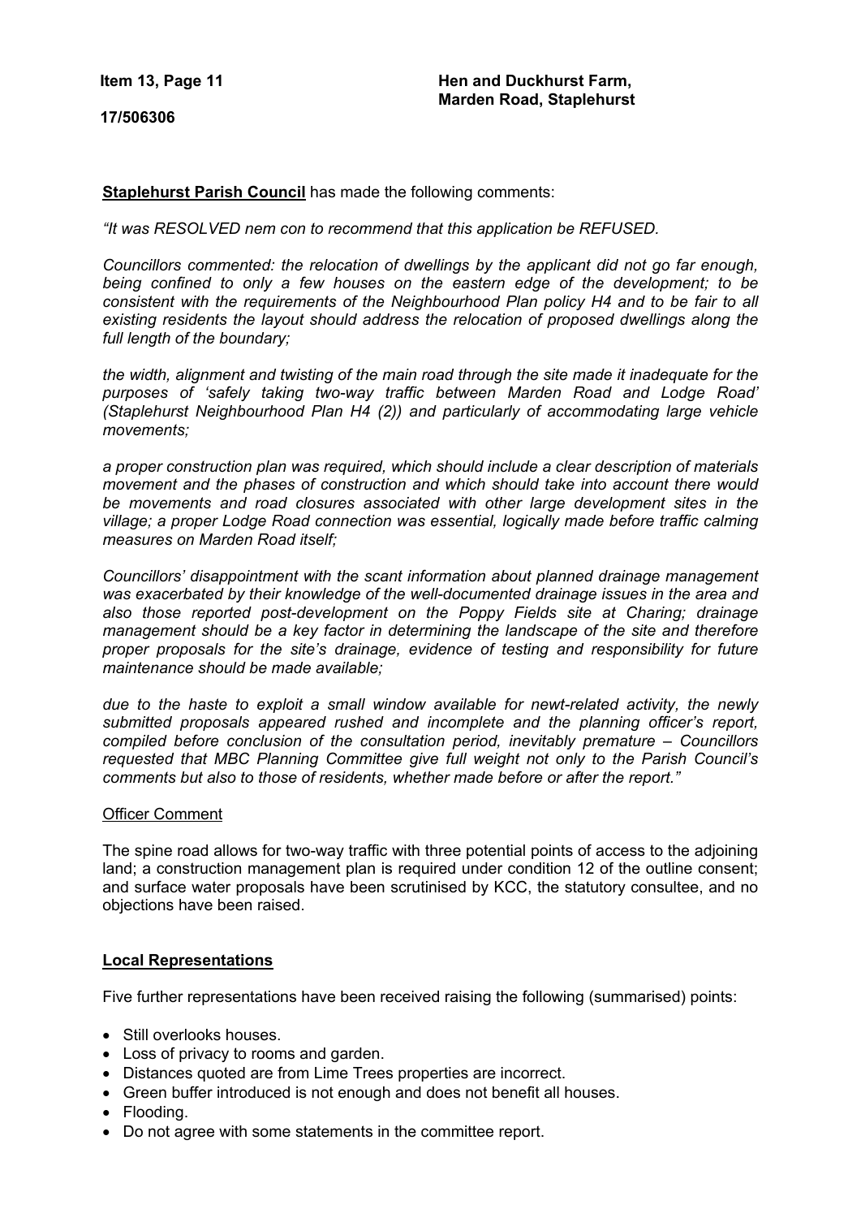**Item 13, Page 11**

**17/506306**

**Hen and Duckhurst Farm, Marden Road, Staplehurst**

**Staplehurst Parish Council** has made the following comments:

*"It was RESOLVED nem con to recommend that this application be REFUSED.*

*Councillors commented: the relocation of dwellings by the applicant did not go far enough, being confined to only a few houses on the eastern edge of the development; to be consistent with the requirements of the Neighbourhood Plan policy H4 and to be fair to all existing residents the layout should address the relocation of proposed dwellings along the full length of the boundary;*

*the width, alignment and twisting of the main road through the site made it inadequate for the purposes of 'safely taking two-way traffic between Marden Road and Lodge Road' (Staplehurst Neighbourhood Plan H4 (2)) and particularly of accommodating large vehicle movements;*

*a proper construction plan was required, which should include a clear description of materials movement and the phases of construction and which should take into account there would be movements and road closures associated with other large development sites in the village; a proper Lodge Road connection was essential, logically made before traffic calming measures on Marden Road itself;*

*Councillors' disappointment with the scant information about planned drainage management was exacerbated by their knowledge of the well-documented drainage issues in the area and also those reported post-development on the Poppy Fields site at Charing; drainage management should be a key factor in determining the landscape of the site and therefore proper proposals for the site's drainage, evidence of testing and responsibility for future maintenance should be made available;*

*due to the haste to exploit a small window available for newt-related activity, the newly submitted proposals appeared rushed and incomplete and the planning officer's report, compiled before conclusion of the consultation period, inevitably premature – Councillors requested that MBC Planning Committee give full weight not only to the Parish Council's comments but also to those of residents, whether made before or after the report."*

Officer Comment

The spine road allows for two-way traffic with three potential points of access to the adjoining land; a construction management plan is required under condition 12 of the outline consent; and surface water proposals have been scrutinised by KCC, the statutory consultee, and no objections have been raised.

**Local Representations**

Five further representations have been received raising the following (summarised) points:

- Still overlooks houses.
- Loss of privacy to rooms and garden.
- Distances quoted are from Lime Trees properties are incorrect.
- Green buffer introduced is not enough and does not benefit all houses.
- Flooding.
- Do not agree with some statements in the committee report.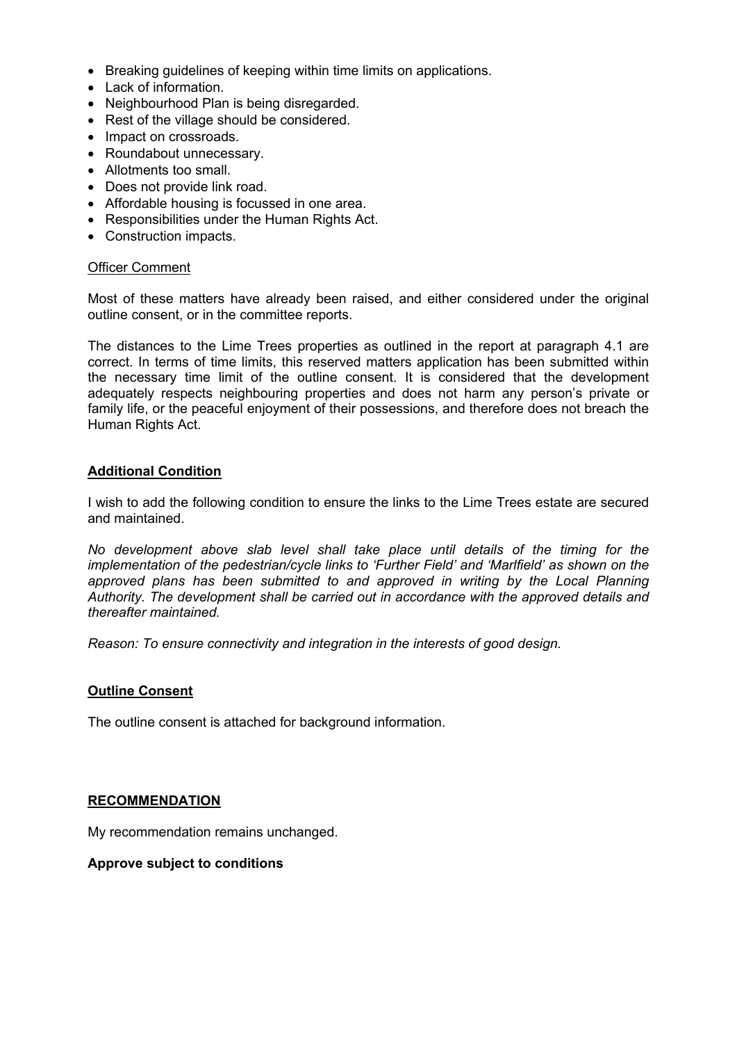- Breaking guidelines of keeping within time limits on applications.
- Lack of information.
- Neighbourhood Plan is being disregarded.
- Rest of the village should be considered.
- Impact on crossroads.
- Roundabout unnecessary.
- Allotments too small.
- Does not provide link road.
- Affordable housing is focussed in one area.
- Responsibilities under the Human Rights Act.
- Construction impacts.

Officer Comment

Most of these matters have already been raised, and either considered under the original outline consent, or in the committee reports.

The distances to the Lime Trees properties as outlined in the report at paragraph 4.1 are correct. In terms of time limits, this reserved matters application has been submitted within the necessary time limit of the outline consent. It is considered that the development adequately respects neighbouring properties and does not harm any person's private or family life, or the peaceful enjoyment of their possessions, and therefore does not breach the Human Rights Act.

**Additional Condition**

I wish to add the following condition to ensure the links to the Lime Trees estate are secured and maintained.

*No development above slab level shall take place until details of the timing for the implementation of the pedestrian/cycle links to 'Further Field' and 'Marlfield' as shown on the approved plans has been submitted to and approved in writing by the Local Planning Authority. The development shall be carried out in accordance with the approved details and thereafter maintained.*

*Reason: To ensure connectivity and integration in the interests of good design.*

**Outline Consent**

The outline consent is attached for background information.

**RECOMMENDATION**

My recommendation remains unchanged.

**Approve subject to conditions**